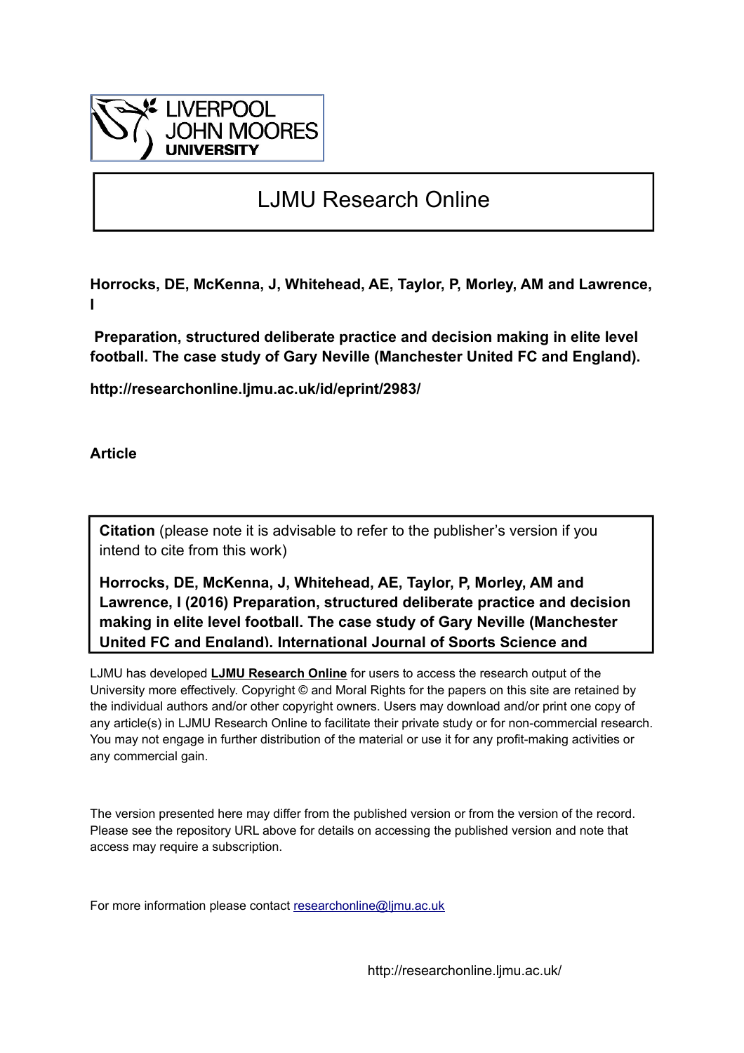LIVERPOOL JOHN MOORES UNIVERSITY

# LJMU Research Online

**Horrocks, DE, McKenna, J, Whitehead, AE, Taylor, P, Morley, AM and Lawrence, I**

**Preparation, structured deliberate practice and decision making in elite level football. The case study of Gary Neville (Manchester United FC and England).**

**http://researchonline.ljmu.ac.uk/id/eprint/2983/**

**Article**

**Citation** (please note it is advisable to refer to the publisher's version if you intend to cite from this work)

**Horrocks, DE, McKenna, J, Whitehead, AE, Taylor, P, Morley, AM and Lawrence, I (2016) Preparation, structured deliberate practice and decision making in elite level football. The case study of Gary Neville (Manchester United FC and England). International Journal of Sports Science and**

LJMU has developed **LJMU Research Online** for users to access the research output of the University more effectively. Copyright © and Moral Rights for the papers on this site are retained by the individual authors and/or other copyright owners. Users may download and/or print one copy of any article(s) in LJMU Research Online to facilitate their private study or for non-commercial research. You may not engage in further distribution of the material or use it for any profit-making activities or any commercial gain.

The version presented here may differ from the published version or from the version of the record. Please see the repository URL above for details on accessing the published version and note that access may require a subscription.

For more information please contact researchonline@ljmu.ac.uk

http://researchonline.ljmu.ac.uk/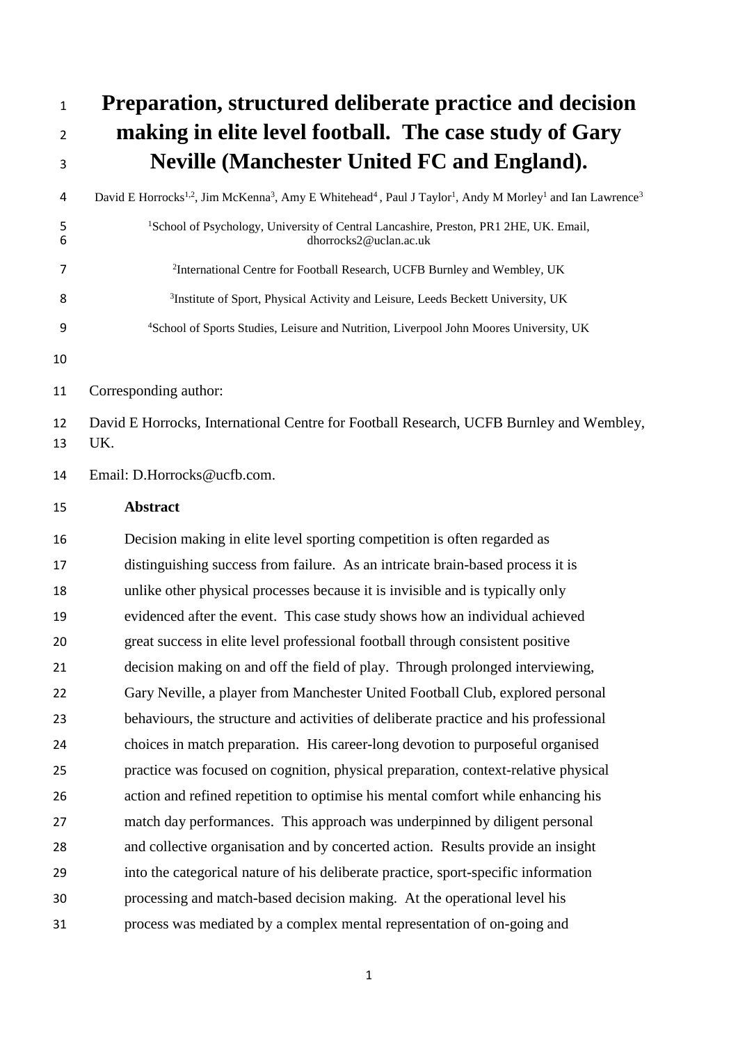# Preparation, structured deliberate practice and decision making in elite level football. The case study of Gary Neville (Manchester United FC and England).

David E Horrocks[1,2], Jim McKenna[3], Amy E Whitehead[4], Paul J Taylor[1], Andy M Morley[1] and Ian Lawrence[3]

[1]School of Psychology, University of Central Lancashire, Preston, PR1 2HE, UK. Email, dhorrocks2@uclan.ac.uk

[2]International Centre for Football Research, UCFB Burnley and Wembley, UK

[3]Institute of Sport, Physical Activity and Leisure, Leeds Beckett University, UK

[4]School of Sports Studies, Leisure and Nutrition, Liverpool John Moores University, UK

Corresponding author:

David E Horrocks, International Centre for Football Research, UCFB Burnley and Wembley, UK.

Email: D.Horrocks@ucfb.com.

## Abstract

Decision making in elite level sporting competition is often regarded as distinguishing success from failure. As an intricate brain-based process it is unlike other physical processes because it is invisible and is typically only evidenced after the event. This case study shows how an individual achieved great success in elite level professional football through consistent positive decision making on and off the field of play. Through prolonged interviewing, Gary Neville, a player from Manchester United Football Club, explored personal behaviours, the structure and activities of deliberate practice and his professional choices in match preparation. His career-long devotion to purposeful organised practice was focused on cognition, physical preparation, context-relative physical action and refined repetition to optimise his mental comfort while enhancing his match day performances. This approach was underpinned by diligent personal and collective organisation and by concerted action. Results provide an insight into the categorical nature of his deliberate practice, sport-specific information processing and match-based decision making. At the operational level his process was mediated by a complex mental representation of on-going and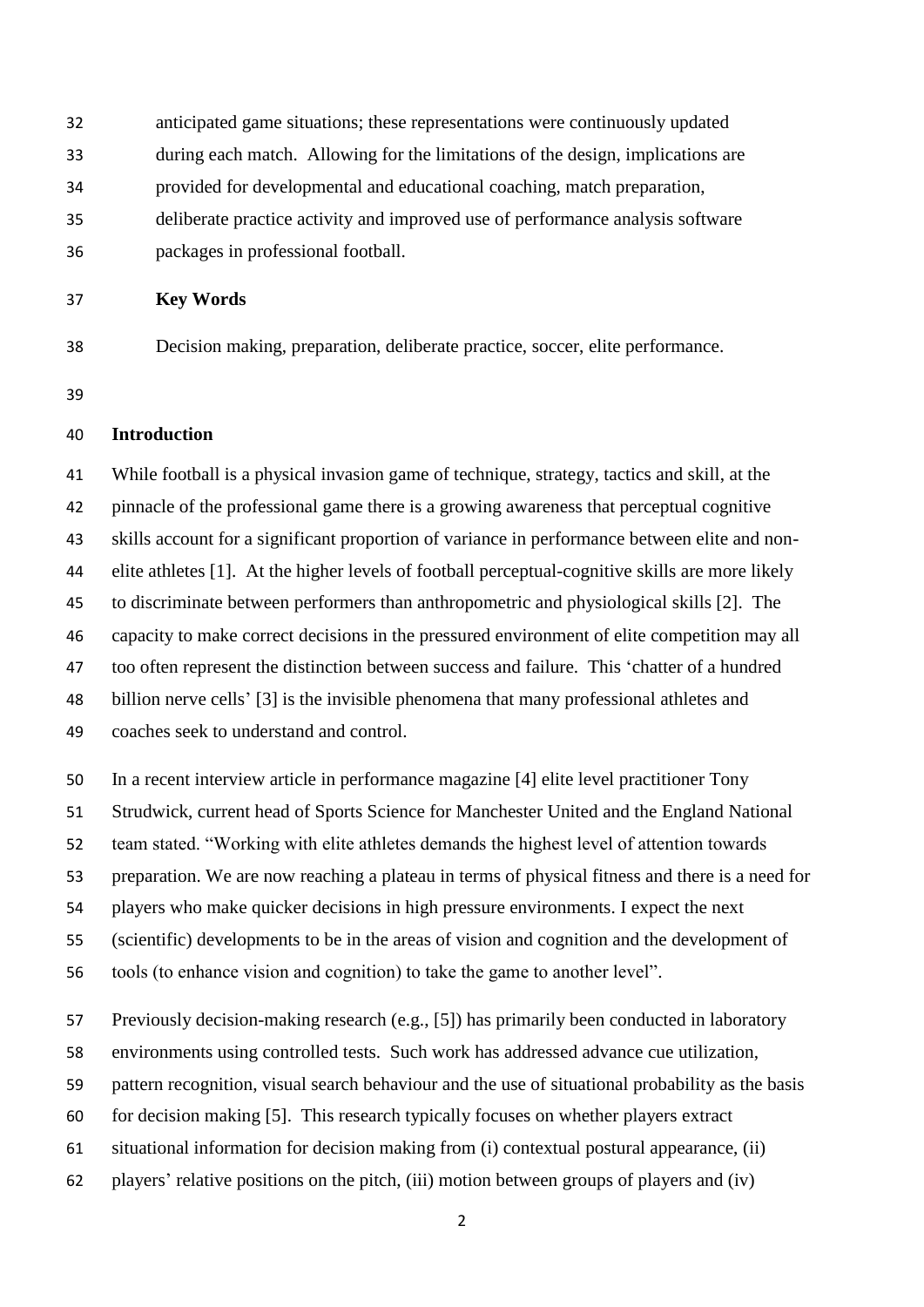anticipated game situations; these representations were continuously updated during each match. Allowing for the limitations of the design, implications are provided for developmental and educational coaching, match preparation, deliberate practice activity and improved use of performance analysis software packages in professional football.

**Key Words**

Decision making, preparation, deliberate practice, soccer, elite performance.

## Introduction

While football is a physical invasion game of technique, strategy, tactics and skill, at the pinnacle of the professional game there is a growing awareness that perceptual cognitive skills account for a significant proportion of variance in performance between elite and non-elite athletes [1]. At the higher levels of football perceptual-cognitive skills are more likely to discriminate between performers than anthropometric and physiological skills [2]. The capacity to make correct decisions in the pressured environment of elite competition may all too often represent the distinction between success and failure. This 'chatter of a hundred billion nerve cells' [3] is the invisible phenomena that many professional athletes and coaches seek to understand and control.

In a recent interview article in performance magazine [4] elite level practitioner Tony Strudwick, current head of Sports Science for Manchester United and the England National team stated. "Working with elite athletes demands the highest level of attention towards preparation. We are now reaching a plateau in terms of physical fitness and there is a need for players who make quicker decisions in high pressure environments. I expect the next (scientific) developments to be in the areas of vision and cognition and the development of tools (to enhance vision and cognition) to take the game to another level".

Previously decision-making research (e.g., [5]) has primarily been conducted in laboratory environments using controlled tests. Such work has addressed advance cue utilization, pattern recognition, visual search behaviour and the use of situational probability as the basis for decision making [5]. This research typically focuses on whether players extract situational information for decision making from (i) contextual postural appearance, (ii) players' relative positions on the pitch, (iii) motion between groups of players and (iv)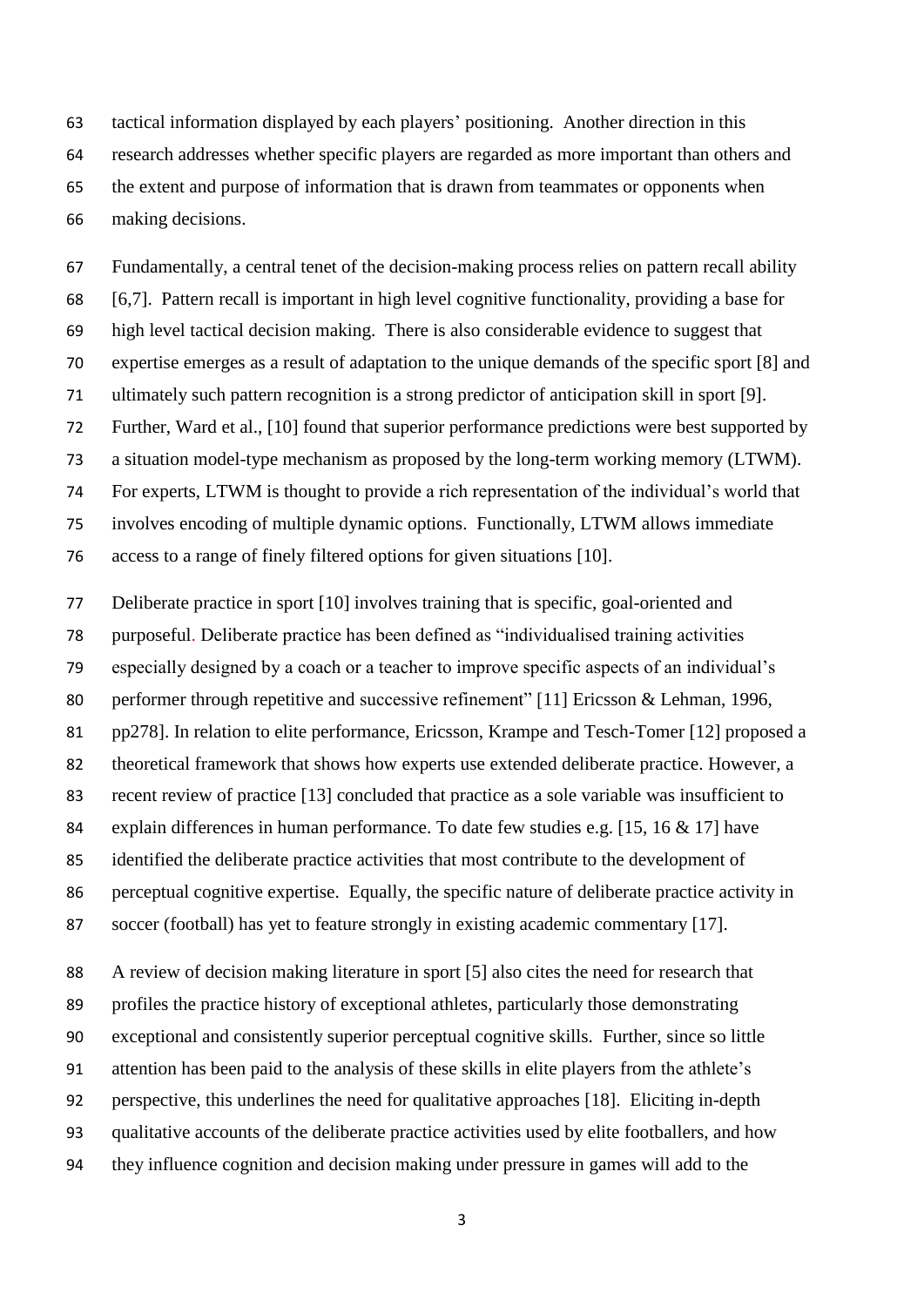tactical information displayed by each players' positioning. Another direction in this research addresses whether specific players are regarded as more important than others and the extent and purpose of information that is drawn from teammates or opponents when making decisions.

Fundamentally, a central tenet of the decision-making process relies on pattern recall ability [6,7]. Pattern recall is important in high level cognitive functionality, providing a base for high level tactical decision making. There is also considerable evidence to suggest that expertise emerges as a result of adaptation to the unique demands of the specific sport [8] and ultimately such pattern recognition is a strong predictor of anticipation skill in sport [9]. Further, Ward et al., [10] found that superior performance predictions were best supported by a situation model-type mechanism as proposed by the long-term working memory (LTWM). For experts, LTWM is thought to provide a rich representation of the individual's world that involves encoding of multiple dynamic options. Functionally, LTWM allows immediate access to a range of finely filtered options for given situations [10].

Deliberate practice in sport [10] involves training that is specific, goal-oriented and purposeful. Deliberate practice has been defined as "individualised training activities especially designed by a coach or a teacher to improve specific aspects of an individual's performer through repetitive and successive refinement" [11] Ericsson & Lehman, 1996, pp278]. In relation to elite performance, Ericsson, Krampe and Tesch-Tomer [12] proposed a theoretical framework that shows how experts use extended deliberate practice. However, a recent review of practice [13] concluded that practice as a sole variable was insufficient to explain differences in human performance. To date few studies e.g. [15, 16 & 17] have identified the deliberate practice activities that most contribute to the development of perceptual cognitive expertise. Equally, the specific nature of deliberate practice activity in soccer (football) has yet to feature strongly in existing academic commentary [17].

A review of decision making literature in sport [5] also cites the need for research that profiles the practice history of exceptional athletes, particularly those demonstrating exceptional and consistently superior perceptual cognitive skills. Further, since so little attention has been paid to the analysis of these skills in elite players from the athlete's perspective, this underlines the need for qualitative approaches [18]. Eliciting in-depth qualitative accounts of the deliberate practice activities used by elite footballers, and how they influence cognition and decision making under pressure in games will add to the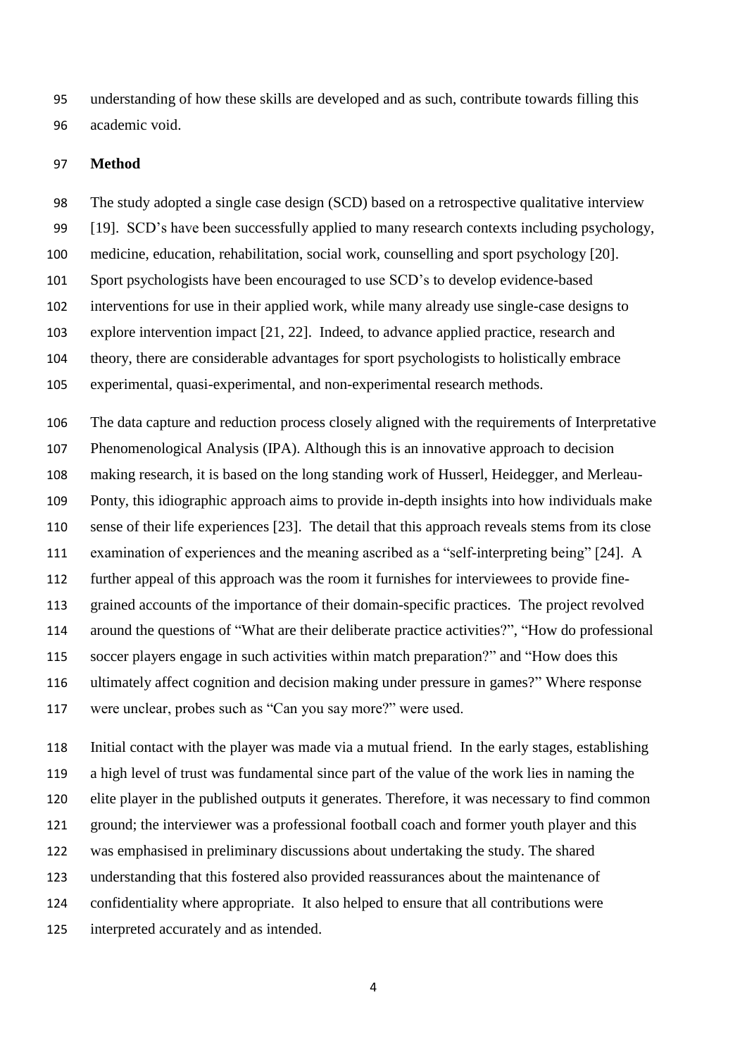understanding of how these skills are developed and as such, contribute towards filling this academic void.

## Method

The study adopted a single case design (SCD) based on a retrospective qualitative interview [19]. SCD's have been successfully applied to many research contexts including psychology, medicine, education, rehabilitation, social work, counselling and sport psychology [20]. Sport psychologists have been encouraged to use SCD's to develop evidence-based interventions for use in their applied work, while many already use single-case designs to explore intervention impact [21, 22]. Indeed, to advance applied practice, research and theory, there are considerable advantages for sport psychologists to holistically embrace experimental, quasi-experimental, and non-experimental research methods.

The data capture and reduction process closely aligned with the requirements of Interpretative Phenomenological Analysis (IPA). Although this is an innovative approach to decision making research, it is based on the long standing work of Husserl, Heidegger, and Merleau-Ponty, this idiographic approach aims to provide in-depth insights into how individuals make sense of their life experiences [23]. The detail that this approach reveals stems from its close examination of experiences and the meaning ascribed as a "self-interpreting being" [24]. A further appeal of this approach was the room it furnishes for interviewees to provide fine-grained accounts of the importance of their domain-specific practices. The project revolved around the questions of "What are their deliberate practice activities?", "How do professional soccer players engage in such activities within match preparation?" and "How does this ultimately affect cognition and decision making under pressure in games?" Where response were unclear, probes such as "Can you say more?" were used.

Initial contact with the player was made via a mutual friend. In the early stages, establishing a high level of trust was fundamental since part of the value of the work lies in naming the elite player in the published outputs it generates. Therefore, it was necessary to find common ground; the interviewer was a professional football coach and former youth player and this was emphasised in preliminary discussions about undertaking the study. The shared understanding that this fostered also provided reassurances about the maintenance of confidentiality where appropriate. It also helped to ensure that all contributions were interpreted accurately and as intended.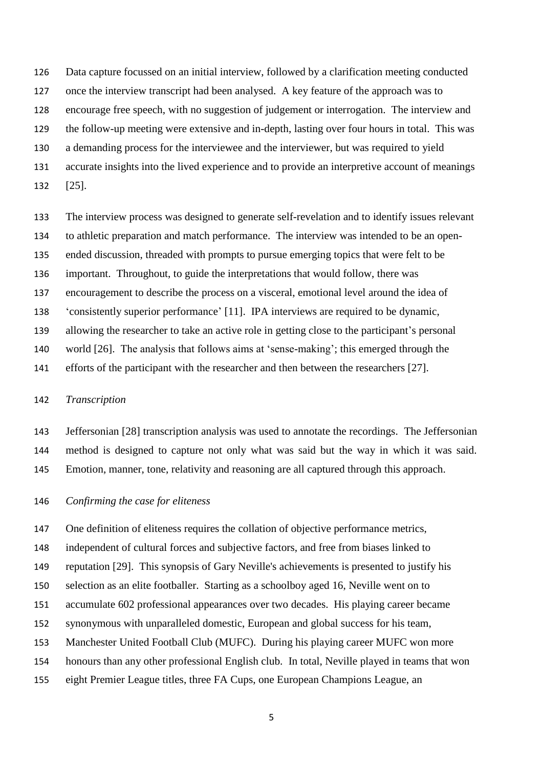Data capture focussed on an initial interview, followed by a clarification meeting conducted once the interview transcript had been analysed. A key feature of the approach was to encourage free speech, with no suggestion of judgement or interrogation. The interview and the follow-up meeting were extensive and in-depth, lasting over four hours in total. This was a demanding process for the interviewee and the interviewer, but was required to yield accurate insights into the lived experience and to provide an interpretive account of meanings [25].

The interview process was designed to generate self-revelation and to identify issues relevant to athletic preparation and match performance. The interview was intended to be an open-ended discussion, threaded with prompts to pursue emerging topics that were felt to be important. Throughout, to guide the interpretations that would follow, there was encouragement to describe the process on a visceral, emotional level around the idea of 'consistently superior performance' [11]. IPA interviews are required to be dynamic, allowing the researcher to take an active role in getting close to the participant's personal world [26]. The analysis that follows aims at 'sense-making'; this emerged through the efforts of the participant with the researcher and then between the researchers [27].

*Transcription*

Jeffersonian [28] transcription analysis was used to annotate the recordings. The Jeffersonian method is designed to capture not only what was said but the way in which it was said. Emotion, manner, tone, relativity and reasoning are all captured through this approach.

*Confirming the case for eliteness*

One definition of eliteness requires the collation of objective performance metrics, independent of cultural forces and subjective factors, and free from biases linked to reputation [29]. This synopsis of Gary Neville's achievements is presented to justify his selection as an elite footballer. Starting as a schoolboy aged 16, Neville went on to accumulate 602 professional appearances over two decades. His playing career became synonymous with unparalleled domestic, European and global success for his team, Manchester United Football Club (MUFC). During his playing career MUFC won more honours than any other professional English club. In total, Neville played in teams that won eight Premier League titles, three FA Cups, one European Champions League, an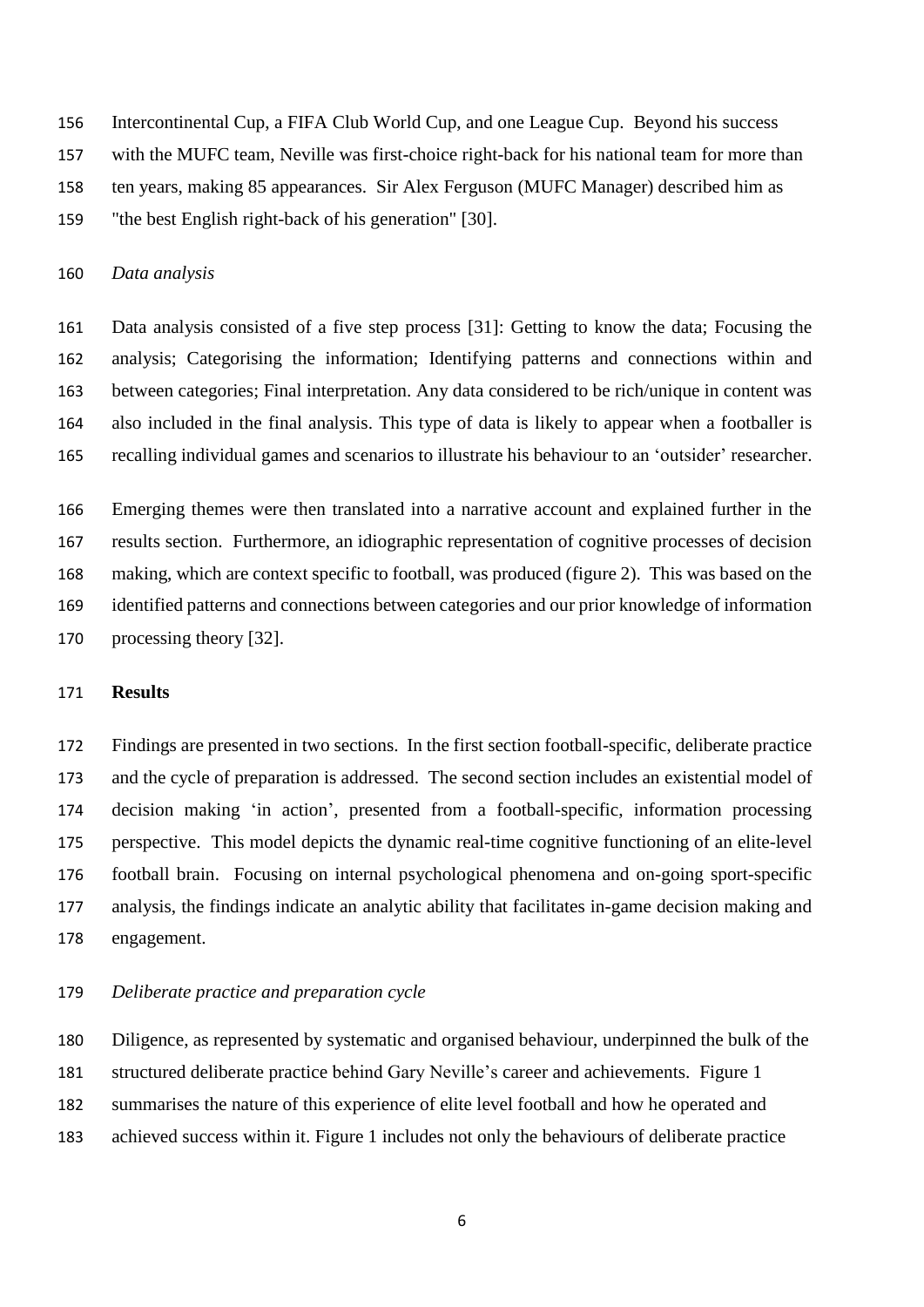Intercontinental Cup, a FIFA Club World Cup, and one League Cup. Beyond his success with the MUFC team, Neville was first-choice right-back for his national team for more than ten years, making 85 appearances. Sir Alex Ferguson (MUFC Manager) described him as "the best English right-back of his generation" [30].

### *Data analysis*

Data analysis consisted of a five step process [31]: Getting to know the data; Focusing the analysis; Categorising the information; Identifying patterns and connections within and between categories; Final interpretation. Any data considered to be rich/unique in content was also included in the final analysis. This type of data is likely to appear when a footballer is recalling individual games and scenarios to illustrate his behaviour to an 'outsider' researcher.

Emerging themes were then translated into a narrative account and explained further in the results section. Furthermore, an idiographic representation of cognitive processes of decision making, which are context specific to football, was produced (figure 2). This was based on the identified patterns and connections between categories and our prior knowledge of information processing theory [32].

## **Results**

Findings are presented in two sections. In the first section football-specific, deliberate practice and the cycle of preparation is addressed. The second section includes an existential model of decision making 'in action', presented from a football-specific, information processing perspective. This model depicts the dynamic real-time cognitive functioning of an elite-level football brain. Focusing on internal psychological phenomena and on-going sport-specific analysis, the findings indicate an analytic ability that facilitates in-game decision making and engagement.

### *Deliberate practice and preparation cycle*

Diligence, as represented by systematic and organised behaviour, underpinned the bulk of the structured deliberate practice behind Gary Neville's career and achievements. Figure 1 summarises the nature of this experience of elite level football and how he operated and achieved success within it. Figure 1 includes not only the behaviours of deliberate practice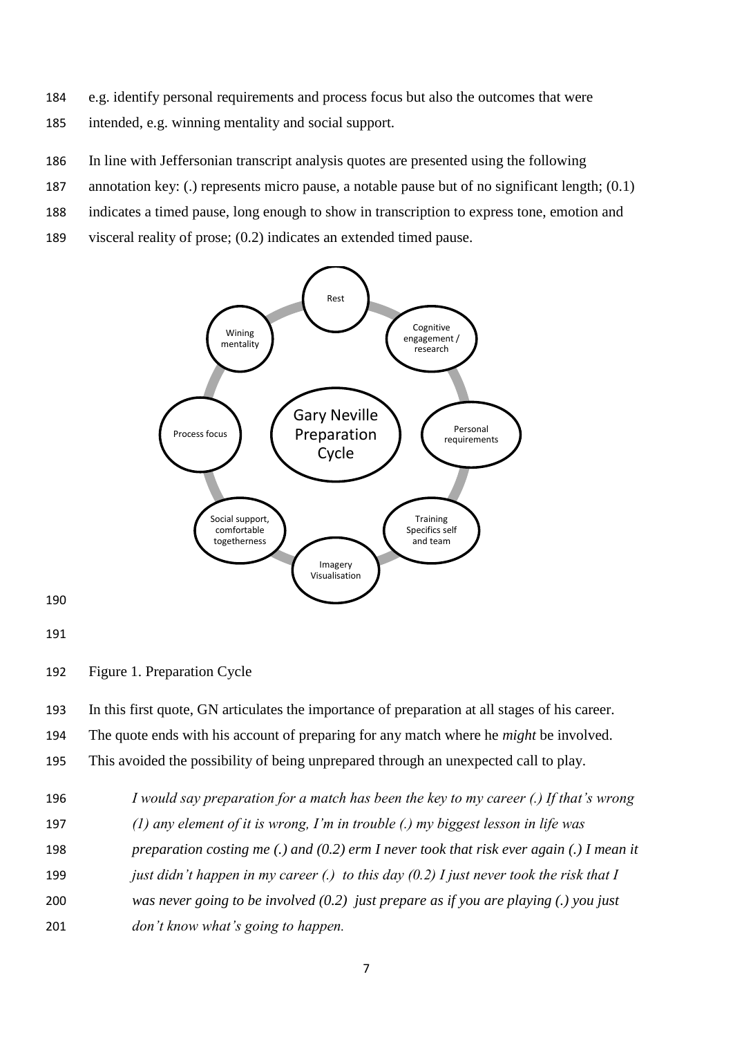e.g. identify personal requirements and process focus but also the outcomes that were intended, e.g. winning mentality and social support.

In line with Jeffersonian transcript analysis quotes are presented using the following annotation key: (.) represents micro pause, a notable pause but of no significant length; (0.1) indicates a timed pause, long enough to show in transcription to express tone, emotion and visceral reality of prose; (0.2) indicates an extended timed pause.

Figure 1. Preparation Cycle

In this first quote, GN articulates the importance of preparation at all stages of his career. The quote ends with his account of preparing for any match where he *might* be involved. This avoided the possibility of being unprepared through an unexpected call to play.

> *I would say preparation for a match has been the key to my career (.) If that's wrong (1) any element of it is wrong, I'm in trouble (.) my biggest lesson in life was preparation costing me (.) and (0.2) erm I never took that risk ever again (.) I mean it just didn't happen in my career (.) to this day (0.2) I just never took the risk that I was never going to be involved (0.2) just prepare as if you are playing (.) you just don't know what's going to happen.*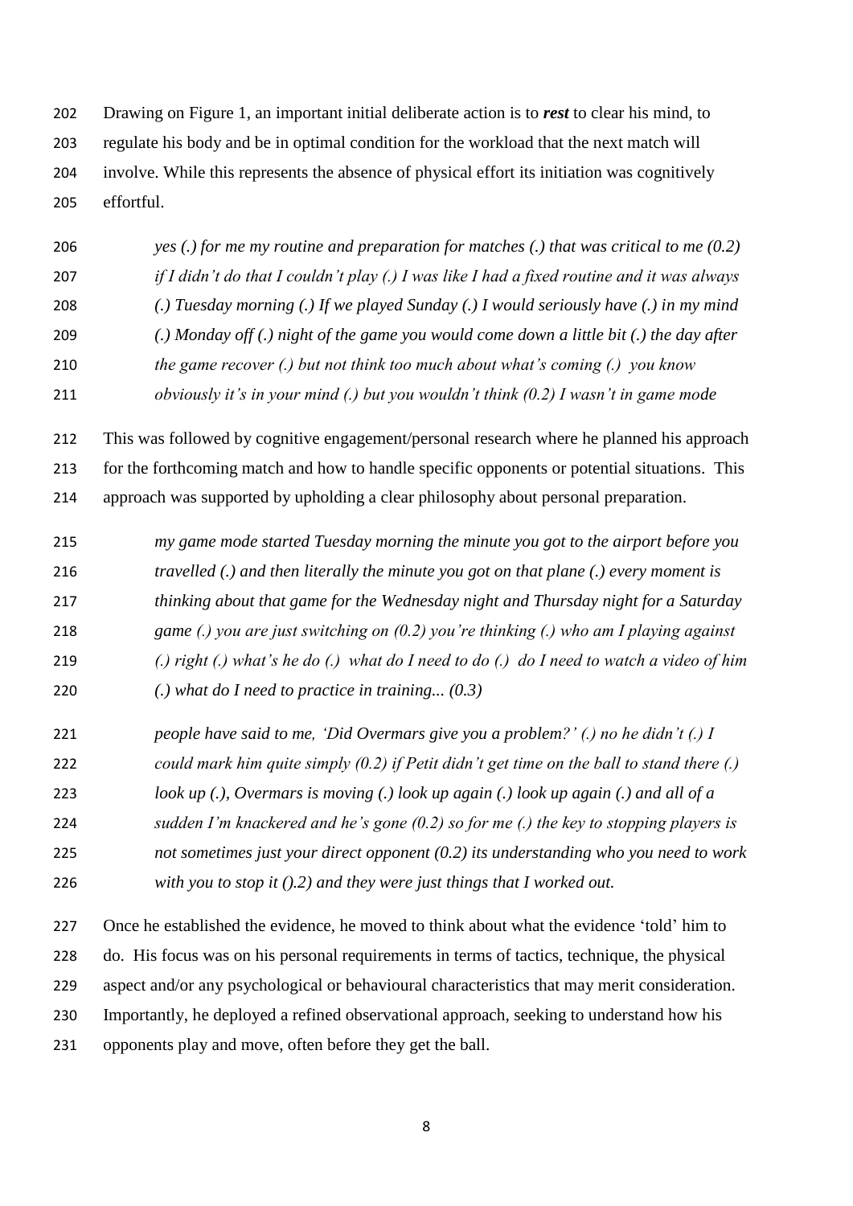Drawing on Figure 1, an important initial deliberate action is to ***rest*** to clear his mind, to regulate his body and be in optimal condition for the workload that the next match will involve. While this represents the absence of physical effort its initiation was cognitively effortful.

> *yes (.) for me my routine and preparation for matches (.) that was critical to me (0.2) if I didn't do that I couldn't play (.) I was like I had a fixed routine and it was always (.) Tuesday morning (.) If we played Sunday (.) I would seriously have (.) in my mind (.) Monday off (.) night of the game you would come down a little bit (.) the day after the game recover (.) but not think too much about what's coming (.) you know obviously it's in your mind (.) but you wouldn't think (0.2) I wasn't in game mode*

This was followed by cognitive engagement/personal research where he planned his approach for the forthcoming match and how to handle specific opponents or potential situations. This approach was supported by upholding a clear philosophy about personal preparation.

> *my game mode started Tuesday morning the minute you got to the airport before you travelled (.) and then literally the minute you got on that plane (.) every moment is thinking about that game for the Wednesday night and Thursday night for a Saturday game (.) you are just switching on (0.2) you're thinking (.) who am I playing against (.) right (.) what's he do (.) what do I need to do (.) do I need to watch a video of him (.) what do I need to practice in training... (0.3)*

> *people have said to me, 'Did Overmars give you a problem?' (.) no he didn't (.) I could mark him quite simply (0.2) if Petit didn't get time on the ball to stand there (.) look up (.), Overmars is moving (.) look up again (.) look up again (.) and all of a sudden I'm knackered and he's gone (0.2) so for me (.) the key to stopping players is not sometimes just your direct opponent (0.2) its understanding who you need to work with you to stop it ().2) and they were just things that I worked out.*

Once he established the evidence, he moved to think about what the evidence 'told' him to do. His focus was on his personal requirements in terms of tactics, technique, the physical aspect and/or any psychological or behavioural characteristics that may merit consideration. Importantly, he deployed a refined observational approach, seeking to understand how his opponents play and move, often before they get the ball.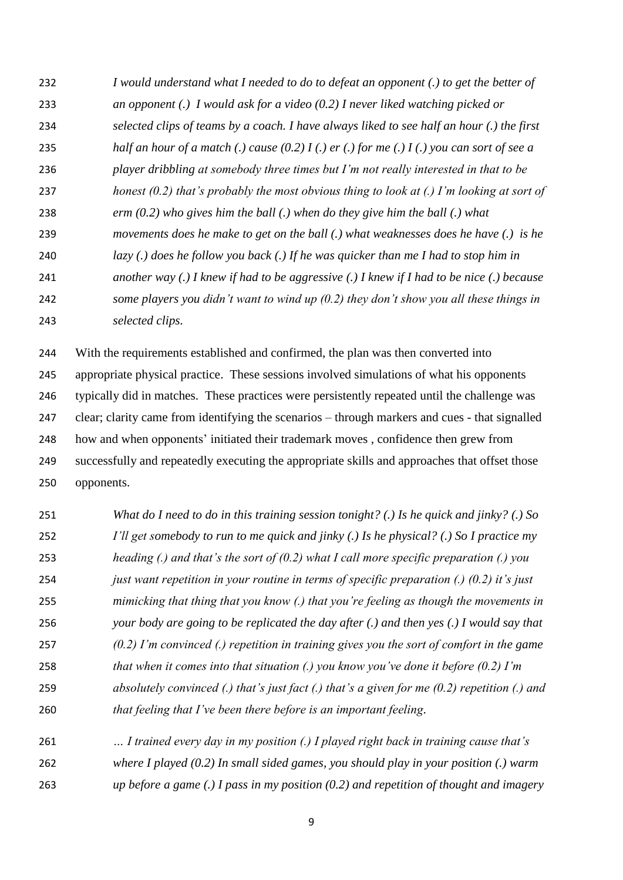*I would understand what I needed to do to defeat an opponent (.) to get the better of an opponent (.) I would ask for a video (0.2) I never liked watching picked or selected clips of teams by a coach. I have always liked to see half an hour (.) the first half an hour of a match (.) cause (0.2) I (.) er (.) for me (.) I (.) you can sort of see a player dribbling at somebody three times but I'm not really interested in that to be honest (0.2) that's probably the most obvious thing to look at (.) I'm looking at sort of erm (0.2) who gives him the ball (.) when do they give him the ball (.) what movements does he make to get on the ball (.) what weaknesses does he have (.) is he lazy (.) does he follow you back (.) If he was quicker than me I had to stop him in another way (.) I knew if had to be aggressive (.) I knew if I had to be nice (.) because some players you didn't want to wind up (0.2) they don't show you all these things in selected clips.*

With the requirements established and confirmed, the plan was then converted into appropriate physical practice. These sessions involved simulations of what his opponents typically did in matches. These practices were persistently repeated until the challenge was clear; clarity came from identifying the scenarios – through markers and cues - that signalled how and when opponents' initiated their trademark moves , confidence then grew from successfully and repeatedly executing the appropriate skills and approaches that offset those opponents.

*What do I need to do in this training session tonight? (.) Is he quick and jinky? (.) So I'll get somebody to run to me quick and jinky (.) Is he physical? (.) So I practice my heading (.) and that's the sort of (0.2) what I call more specific preparation (.) you just want repetition in your routine in terms of specific preparation (.) (0.2) it's just mimicking that thing that you know (.) that you're feeling as though the movements in your body are going to be replicated the day after (.) and then yes (.) I would say that (0.2) I'm convinced (.) repetition in training gives you the sort of comfort in the game that when it comes into that situation (.) you know you've done it before (0.2) I'm absolutely convinced (.) that's just fact (.) that's a given for me (0.2) repetition (.) and that feeling that I've been there before is an important feeling.*

*… I trained every day in my position (.) I played right back in training cause that's where I played (0.2) In small sided games, you should play in your position (.) warm up before a game (.) I pass in my position (0.2) and repetition of thought and imagery*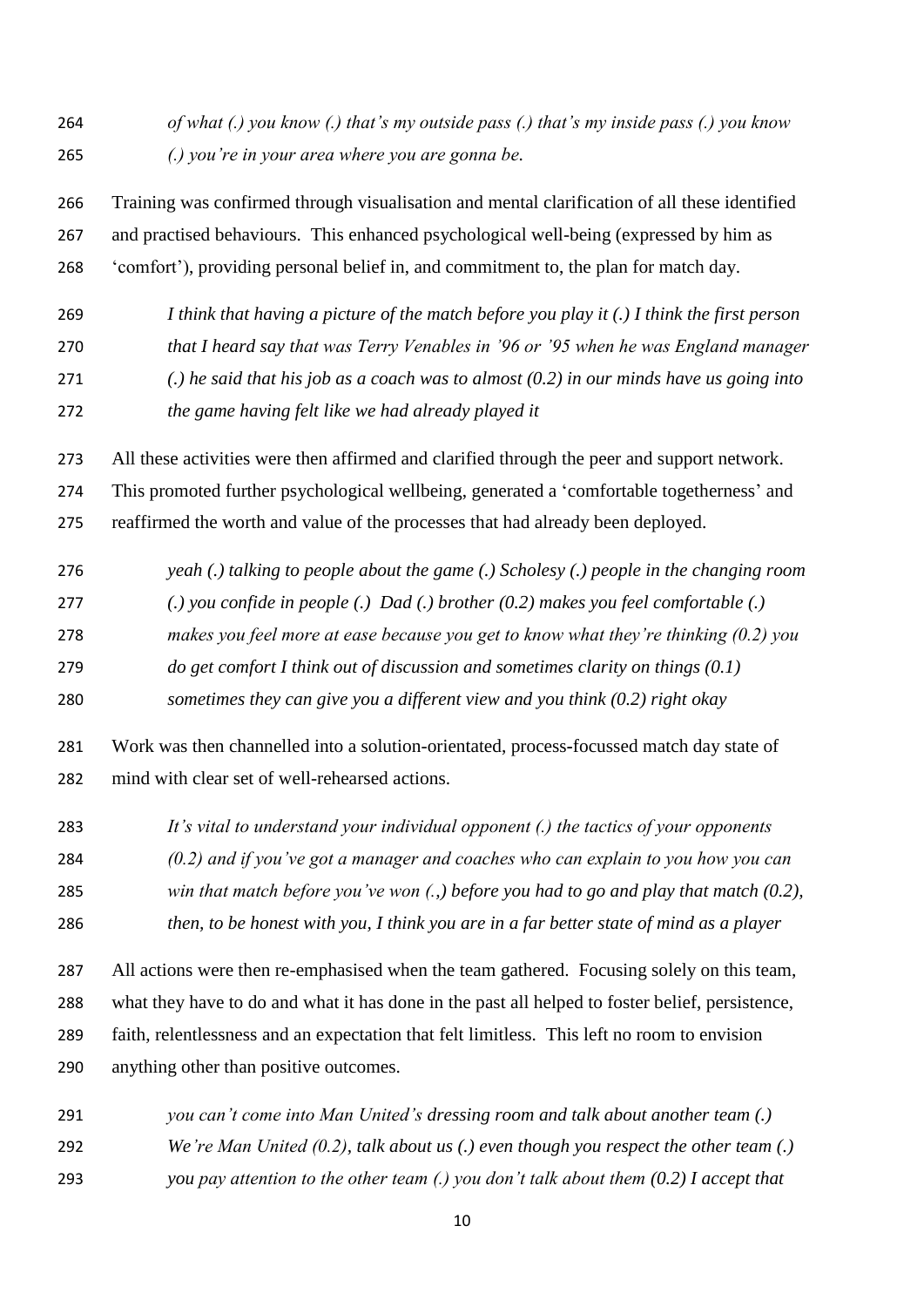*of what (.) you know (.) that's my outside pass (.) that's my inside pass (.) you know (.) you're in your area where you are gonna be.*

Training was confirmed through visualisation and mental clarification of all these identified and practised behaviours. This enhanced psychological well-being (expressed by him as 'comfort'), providing personal belief in, and commitment to, the plan for match day.

> *I think that having a picture of the match before you play it (.) I think the first person that I heard say that was Terry Venables in '96 or '95 when he was England manager (.) he said that his job as a coach was to almost (0.2) in our minds have us going into the game having felt like we had already played it*

All these activities were then affirmed and clarified through the peer and support network. This promoted further psychological wellbeing, generated a 'comfortable togetherness' and reaffirmed the worth and value of the processes that had already been deployed.

> *yeah (.) talking to people about the game (.) Scholesy (.) people in the changing room (.) you confide in people (.) Dad (.) brother (0.2) makes you feel comfortable (.) makes you feel more at ease because you get to know what they're thinking (0.2) you do get comfort I think out of discussion and sometimes clarity on things (0.1) sometimes they can give you a different view and you think (0.2) right okay*

Work was then channelled into a solution-orientated, process-focussed match day state of mind with clear set of well-rehearsed actions.

> *It's vital to understand your individual opponent (.) the tactics of your opponents (0.2) and if you've got a manager and coaches who can explain to you how you can win that match before you've won (.,) before you had to go and play that match (0.2), then, to be honest with you, I think you are in a far better state of mind as a player*

All actions were then re-emphasised when the team gathered. Focusing solely on this team, what they have to do and what it has done in the past all helped to foster belief, persistence, faith, relentlessness and an expectation that felt limitless. This left no room to envision anything other than positive outcomes.

> *you can't come into Man United's dressing room and talk about another team (.) We're Man United (0.2), talk about us (.) even though you respect the other team (.) you pay attention to the other team (.) you don't talk about them (0.2) I accept that*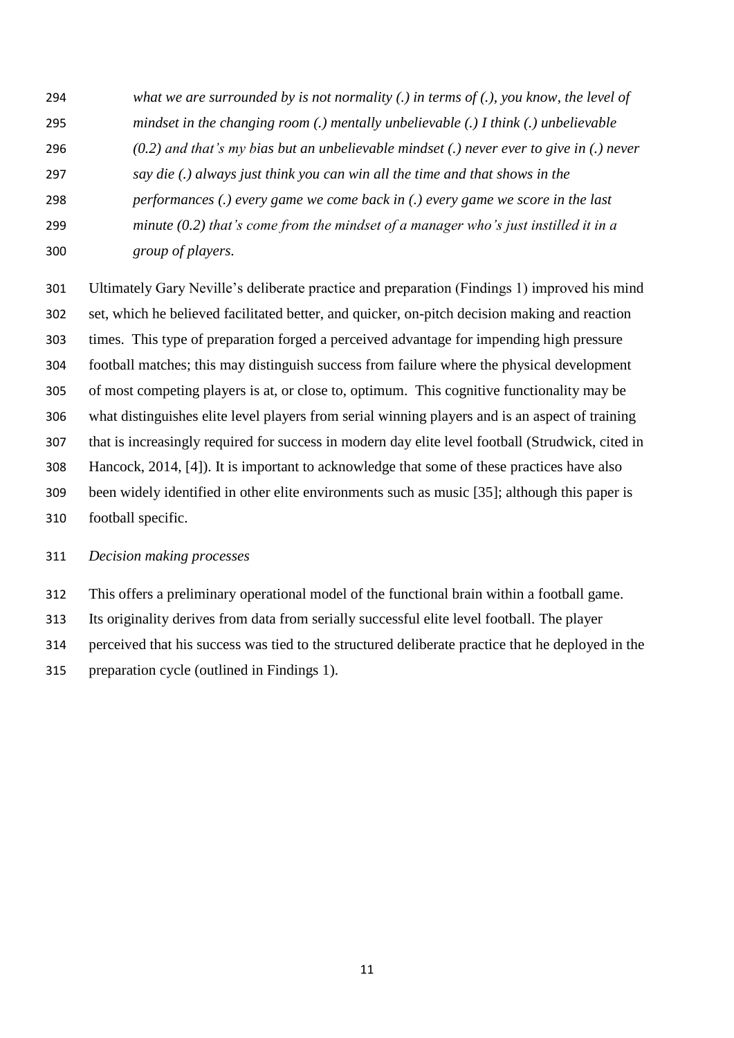*what we are surrounded by is not normality (.) in terms of (.), you know, the level of mindset in the changing room (.) mentally unbelievable (.) I think (.) unbelievable (0.2) and that's my bias but an unbelievable mindset (.) never ever to give in (.) never say die (.) always just think you can win all the time and that shows in the performances (.) every game we come back in (.) every game we score in the last minute (0.2) that's come from the mindset of a manager who's just instilled it in a group of players.*

Ultimately Gary Neville's deliberate practice and preparation (Findings 1) improved his mind set, which he believed facilitated better, and quicker, on-pitch decision making and reaction times. This type of preparation forged a perceived advantage for impending high pressure football matches; this may distinguish success from failure where the physical development of most competing players is at, or close to, optimum. This cognitive functionality may be what distinguishes elite level players from serial winning players and is an aspect of training that is increasingly required for success in modern day elite level football (Strudwick, cited in Hancock, 2014, [4]). It is important to acknowledge that some of these practices have also been widely identified in other elite environments such as music [35]; although this paper is football specific.

*Decision making processes*

This offers a preliminary operational model of the functional brain within a football game. Its originality derives from data from serially successful elite level football. The player perceived that his success was tied to the structured deliberate practice that he deployed in the preparation cycle (outlined in Findings 1).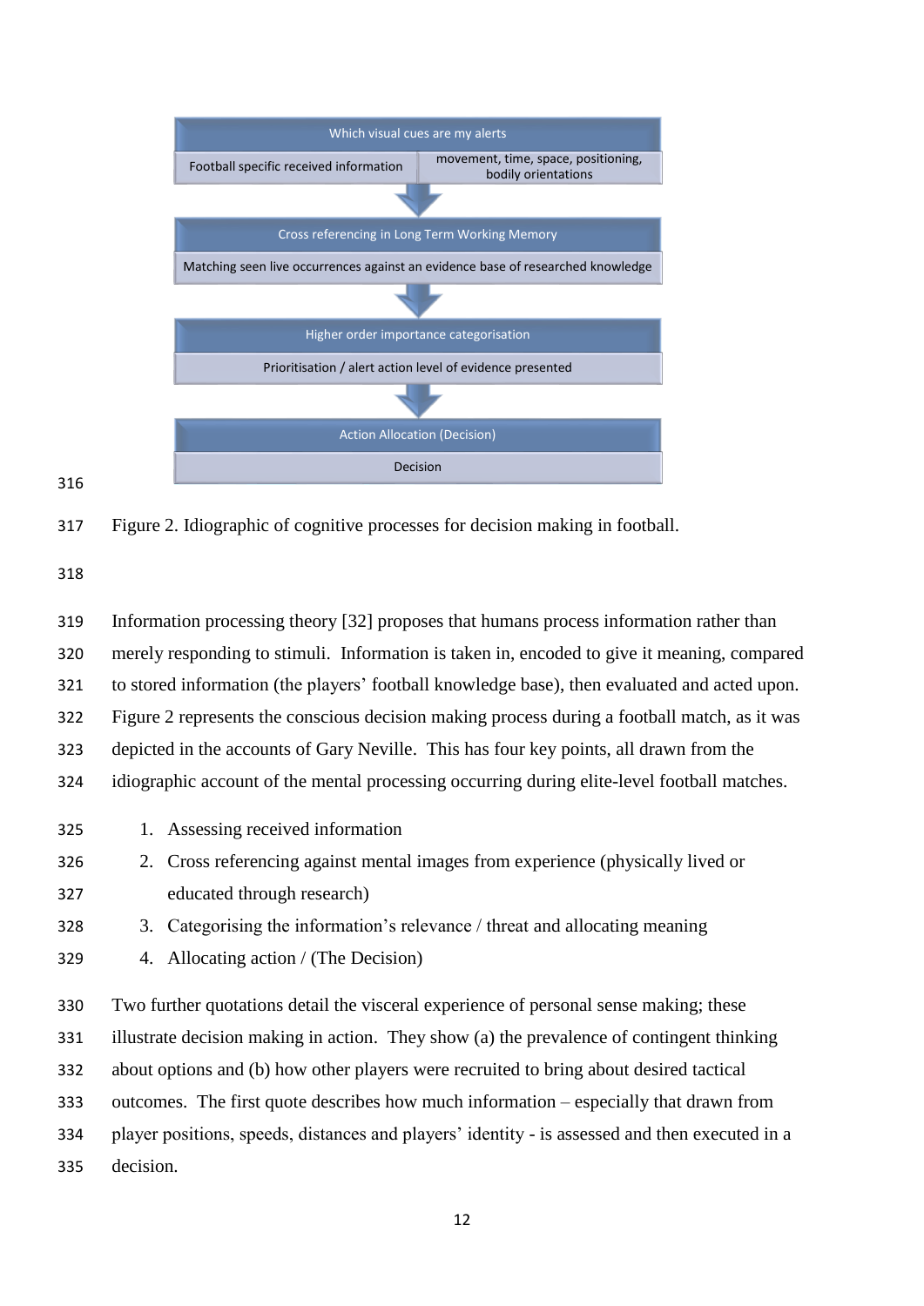Which visual cues are my alerts

Football specific received information | movement, time, space, positioning, bodily orientations

Cross referencing in Long Term Working Memory

Matching seen live occurrences against an evidence base of researched knowledge

Higher order importance categorisation

Prioritisation / alert action level of evidence presented

Action Allocation (Decision)

Decision

Figure 2. Idiographic of cognitive processes for decision making in football.

Information processing theory [32] proposes that humans process information rather than merely responding to stimuli. Information is taken in, encoded to give it meaning, compared to stored information (the players' football knowledge base), then evaluated and acted upon. Figure 2 represents the conscious decision making process during a football match, as it was depicted in the accounts of Gary Neville. This has four key points, all drawn from the idiographic account of the mental processing occurring during elite-level football matches.

1. Assessing received information
2. Cross referencing against mental images from experience (physically lived or educated through research)
3. Categorising the information's relevance / threat and allocating meaning
4. Allocating action / (The Decision)

Two further quotations detail the visceral experience of personal sense making; these illustrate decision making in action. They show (a) the prevalence of contingent thinking about options and (b) how other players were recruited to bring about desired tactical outcomes. The first quote describes how much information – especially that drawn from player positions, speeds, distances and players' identity - is assessed and then executed in a decision.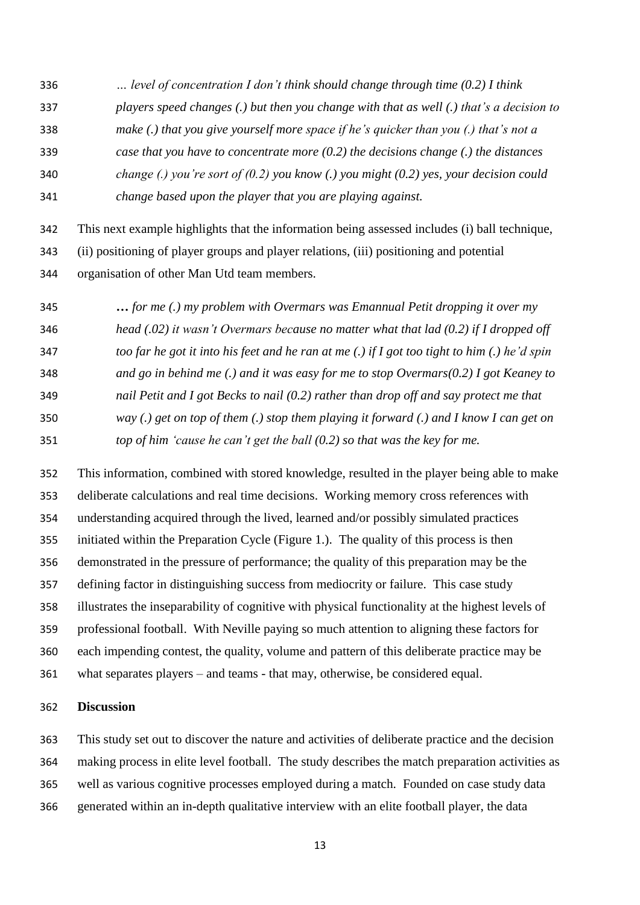*… level of concentration I don't think should change through time (0.2) I think players speed changes (.) but then you change with that as well (.) that's a decision to make (.) that you give yourself more space if he's quicker than you (.) that's not a case that you have to concentrate more (0.2) the decisions change (.) the distances change (.) you're sort of (0.2) you know (.) you might (0.2) yes, your decision could change based upon the player that you are playing against.*

This next example highlights that the information being assessed includes (i) ball technique, (ii) positioning of player groups and player relations, (iii) positioning and potential organisation of other Man Utd team members.

***…** for me (.) my problem with Overmars was Emannual Petit dropping it over my head (.02) it wasn't Overmars because no matter what that lad (0.2) if I dropped off too far he got it into his feet and he ran at me (.) if I got too tight to him (.) he'd spin and go in behind me (.) and it was easy for me to stop Overmars(0.2) I got Keaney to nail Petit and I got Becks to nail (0.2) rather than drop off and say protect me that way (.) get on top of them (.) stop them playing it forward (.) and I know I can get on top of him 'cause he can't get the ball (0.2) so that was the key for me.*

This information, combined with stored knowledge, resulted in the player being able to make deliberate calculations and real time decisions. Working memory cross references with understanding acquired through the lived, learned and/or possibly simulated practices initiated within the Preparation Cycle (Figure 1.). The quality of this process is then demonstrated in the pressure of performance; the quality of this preparation may be the defining factor in distinguishing success from mediocrity or failure. This case study illustrates the inseparability of cognitive with physical functionality at the highest levels of professional football. With Neville paying so much attention to aligning these factors for each impending contest, the quality, volume and pattern of this deliberate practice may be what separates players – and teams - that may, otherwise, be considered equal.

## Discussion

This study set out to discover the nature and activities of deliberate practice and the decision making process in elite level football. The study describes the match preparation activities as well as various cognitive processes employed during a match. Founded on case study data generated within an in-depth qualitative interview with an elite football player, the data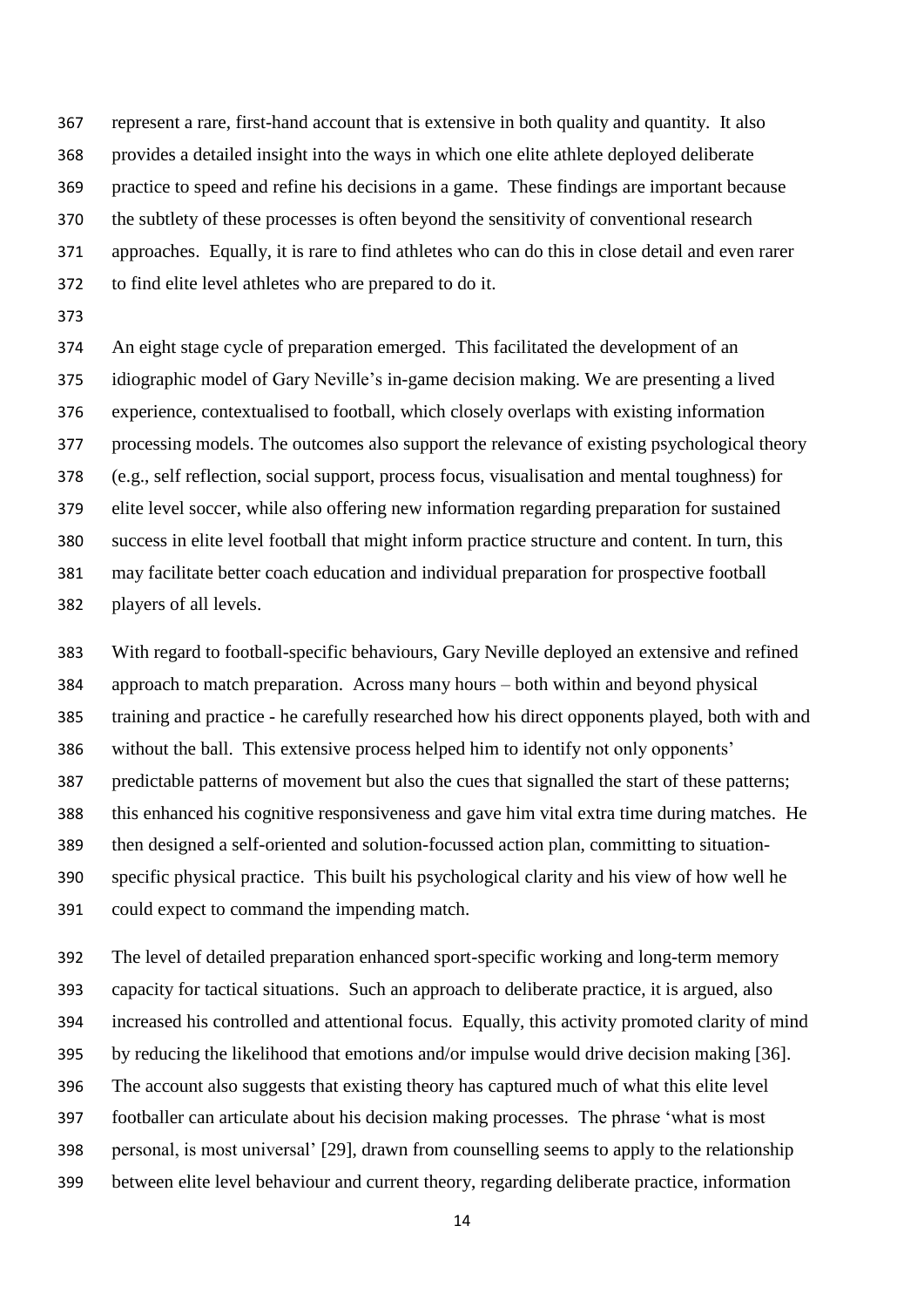represent a rare, first-hand account that is extensive in both quality and quantity. It also provides a detailed insight into the ways in which one elite athlete deployed deliberate practice to speed and refine his decisions in a game. These findings are important because the subtlety of these processes is often beyond the sensitivity of conventional research approaches. Equally, it is rare to find athletes who can do this in close detail and even rarer to find elite level athletes who are prepared to do it.

An eight stage cycle of preparation emerged. This facilitated the development of an idiographic model of Gary Neville's in-game decision making. We are presenting a lived experience, contextualised to football, which closely overlaps with existing information processing models. The outcomes also support the relevance of existing psychological theory (e.g., self reflection, social support, process focus, visualisation and mental toughness) for elite level soccer, while also offering new information regarding preparation for sustained success in elite level football that might inform practice structure and content. In turn, this may facilitate better coach education and individual preparation for prospective football players of all levels.

With regard to football-specific behaviours, Gary Neville deployed an extensive and refined approach to match preparation. Across many hours – both within and beyond physical training and practice - he carefully researched how his direct opponents played, both with and without the ball. This extensive process helped him to identify not only opponents' predictable patterns of movement but also the cues that signalled the start of these patterns; this enhanced his cognitive responsiveness and gave him vital extra time during matches. He then designed a self-oriented and solution-focussed action plan, committing to situation-specific physical practice. This built his psychological clarity and his view of how well he could expect to command the impending match.

The level of detailed preparation enhanced sport-specific working and long-term memory capacity for tactical situations. Such an approach to deliberate practice, it is argued, also increased his controlled and attentional focus. Equally, this activity promoted clarity of mind by reducing the likelihood that emotions and/or impulse would drive decision making [36]. The account also suggests that existing theory has captured much of what this elite level footballer can articulate about his decision making processes. The phrase 'what is most personal, is most universal' [29], drawn from counselling seems to apply to the relationship between elite level behaviour and current theory, regarding deliberate practice, information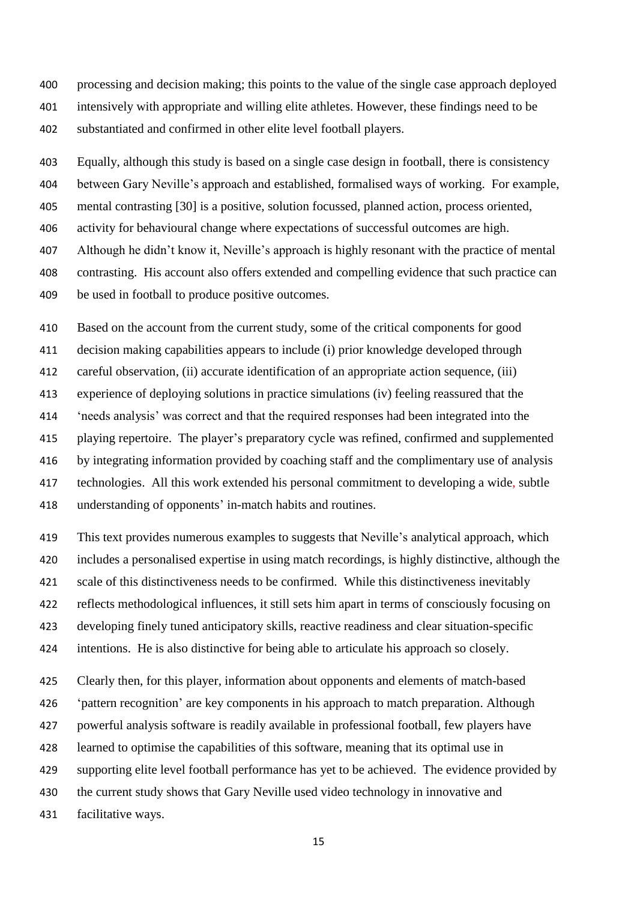processing and decision making; this points to the value of the single case approach deployed intensively with appropriate and willing elite athletes. However, these findings need to be substantiated and confirmed in other elite level football players.

Equally, although this study is based on a single case design in football, there is consistency between Gary Neville's approach and established, formalised ways of working. For example, mental contrasting [30] is a positive, solution focussed, planned action, process oriented, activity for behavioural change where expectations of successful outcomes are high. Although he didn't know it, Neville's approach is highly resonant with the practice of mental contrasting. His account also offers extended and compelling evidence that such practice can be used in football to produce positive outcomes.

Based on the account from the current study, some of the critical components for good decision making capabilities appears to include (i) prior knowledge developed through careful observation, (ii) accurate identification of an appropriate action sequence, (iii) experience of deploying solutions in practice simulations (iv) feeling reassured that the 'needs analysis' was correct and that the required responses had been integrated into the playing repertoire. The player's preparatory cycle was refined, confirmed and supplemented by integrating information provided by coaching staff and the complimentary use of analysis technologies. All this work extended his personal commitment to developing a wide, subtle understanding of opponents' in-match habits and routines.

This text provides numerous examples to suggests that Neville's analytical approach, which includes a personalised expertise in using match recordings, is highly distinctive, although the scale of this distinctiveness needs to be confirmed. While this distinctiveness inevitably reflects methodological influences, it still sets him apart in terms of consciously focusing on developing finely tuned anticipatory skills, reactive readiness and clear situation-specific intentions. He is also distinctive for being able to articulate his approach so closely.

Clearly then, for this player, information about opponents and elements of match-based 'pattern recognition' are key components in his approach to match preparation. Although powerful analysis software is readily available in professional football, few players have learned to optimise the capabilities of this software, meaning that its optimal use in supporting elite level football performance has yet to be achieved. The evidence provided by the current study shows that Gary Neville used video technology in innovative and facilitative ways.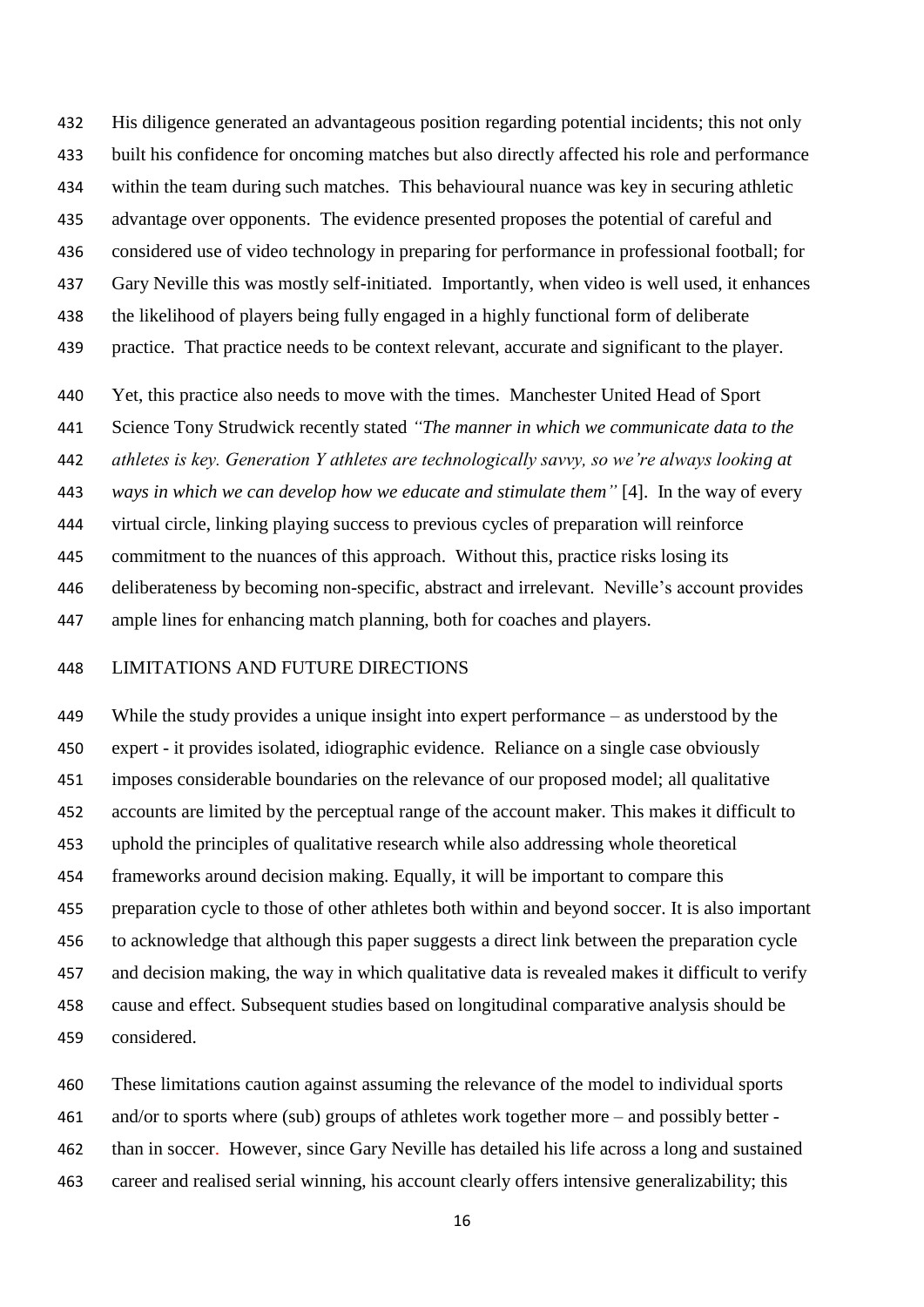His diligence generated an advantageous position regarding potential incidents; this not only built his confidence for oncoming matches but also directly affected his role and performance within the team during such matches. This behavioural nuance was key in securing athletic advantage over opponents. The evidence presented proposes the potential of careful and considered use of video technology in preparing for performance in professional football; for Gary Neville this was mostly self-initiated. Importantly, when video is well used, it enhances the likelihood of players being fully engaged in a highly functional form of deliberate practice. That practice needs to be context relevant, accurate and significant to the player.

Yet, this practice also needs to move with the times. Manchester United Head of Sport Science Tony Strudwick recently stated *"The manner in which we communicate data to the athletes is key. Generation Y athletes are technologically savvy, so we're always looking at ways in which we can develop how we educate and stimulate them"* [4]. In the way of every virtual circle, linking playing success to previous cycles of preparation will reinforce commitment to the nuances of this approach. Without this, practice risks losing its deliberateness by becoming non-specific, abstract and irrelevant. Neville's account provides ample lines for enhancing match planning, both for coaches and players.

## LIMITATIONS AND FUTURE DIRECTIONS

While the study provides a unique insight into expert performance – as understood by the expert - it provides isolated, idiographic evidence. Reliance on a single case obviously imposes considerable boundaries on the relevance of our proposed model; all qualitative accounts are limited by the perceptual range of the account maker. This makes it difficult to uphold the principles of qualitative research while also addressing whole theoretical frameworks around decision making. Equally, it will be important to compare this preparation cycle to those of other athletes both within and beyond soccer. It is also important to acknowledge that although this paper suggests a direct link between the preparation cycle and decision making, the way in which qualitative data is revealed makes it difficult to verify cause and effect. Subsequent studies based on longitudinal comparative analysis should be considered.

These limitations caution against assuming the relevance of the model to individual sports and/or to sports where (sub) groups of athletes work together more – and possibly better - than in soccer. However, since Gary Neville has detailed his life across a long and sustained career and realised serial winning, his account clearly offers intensive generalizability; this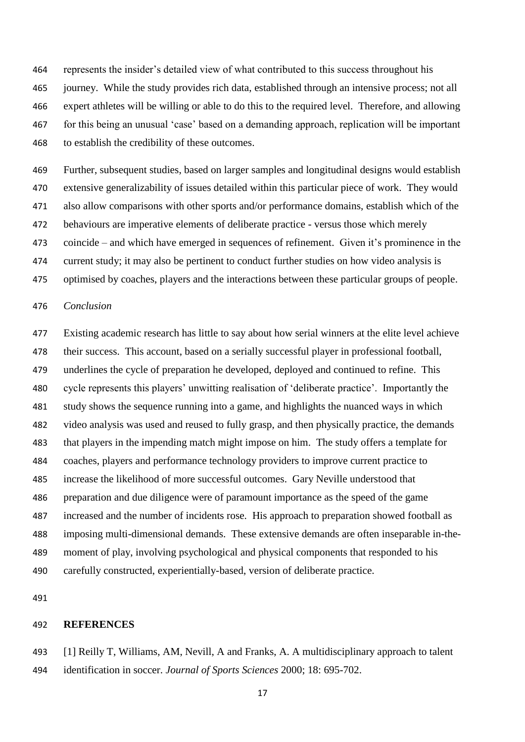represents the insider's detailed view of what contributed to this success throughout his journey. While the study provides rich data, established through an intensive process; not all expert athletes will be willing or able to do this to the required level. Therefore, and allowing for this being an unusual 'case' based on a demanding approach, replication will be important to establish the credibility of these outcomes.

Further, subsequent studies, based on larger samples and longitudinal designs would establish extensive generalizability of issues detailed within this particular piece of work. They would also allow comparisons with other sports and/or performance domains, establish which of the behaviours are imperative elements of deliberate practice - versus those which merely coincide – and which have emerged in sequences of refinement. Given it's prominence in the current study; it may also be pertinent to conduct further studies on how video analysis is optimised by coaches, players and the interactions between these particular groups of people.

*Conclusion*

Existing academic research has little to say about how serial winners at the elite level achieve their success. This account, based on a serially successful player in professional football, underlines the cycle of preparation he developed, deployed and continued to refine. This cycle represents this players' unwitting realisation of 'deliberate practice'. Importantly the study shows the sequence running into a game, and highlights the nuanced ways in which video analysis was used and reused to fully grasp, and then physically practice, the demands that players in the impending match might impose on him. The study offers a template for coaches, players and performance technology providers to improve current practice to increase the likelihood of more successful outcomes. Gary Neville understood that preparation and due diligence were of paramount importance as the speed of the game increased and the number of incidents rose. His approach to preparation showed football as imposing multi-dimensional demands. These extensive demands are often inseparable in-the-moment of play, involving psychological and physical components that responded to his carefully constructed, experientially-based, version of deliberate practice.

**REFERENCES**

[1] Reilly T, Williams, AM, Nevill, A and Franks, A. A multidisciplinary approach to talent identification in soccer. *Journal of Sports Sciences* 2000; 18: 695-702.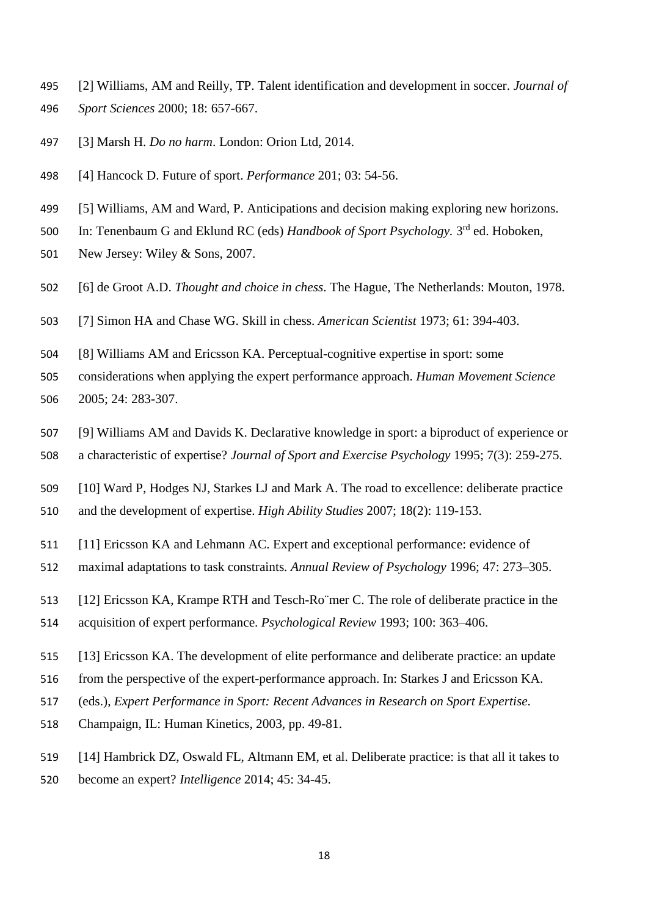[2] Williams, AM and Reilly, TP. Talent identification and development in soccer. *Journal of Sport Sciences* 2000; 18: 657-667.

[3] Marsh H. *Do no harm*. London: Orion Ltd, 2014.

[4] Hancock D. Future of sport. *Performance* 201; 03: 54-56.

[5] Williams, AM and Ward, P. Anticipations and decision making exploring new horizons. In: Tenenbaum G and Eklund RC (eds) *Handbook of Sport Psychology*. 3rd ed. Hoboken, New Jersey: Wiley & Sons, 2007.

[6] de Groot A.D. *Thought and choice in chess*. The Hague, The Netherlands: Mouton, 1978.

[7] Simon HA and Chase WG. Skill in chess. *American Scientist* 1973; 61: 394-403.

[8] Williams AM and Ericsson KA. Perceptual-cognitive expertise in sport: some considerations when applying the expert performance approach. *Human Movement Science* 2005; 24: 283-307.

[9] Williams AM and Davids K. Declarative knowledge in sport: a biproduct of experience or a characteristic of expertise? *Journal of Sport and Exercise Psychology* 1995; 7(3): 259-275.

[10] Ward P, Hodges NJ, Starkes LJ and Mark A. The road to excellence: deliberate practice and the development of expertise. *High Ability Studies* 2007; 18(2): 119-153.

[11] Ericsson KA and Lehmann AC. Expert and exceptional performance: evidence of maximal adaptations to task constraints. *Annual Review of Psychology* 1996; 47: 273–305.

[12] Ericsson KA, Krampe RTH and Tesch-Ro¨mer C. The role of deliberate practice in the acquisition of expert performance. *Psychological Review* 1993; 100: 363–406.

[13] Ericsson KA. The development of elite performance and deliberate practice: an update from the perspective of the expert-performance approach. In: Starkes J and Ericsson KA. (eds.), *Expert Performance in Sport: Recent Advances in Research on Sport Expertise*. Champaign, IL: Human Kinetics, 2003, pp. 49-81.

[14] Hambrick DZ, Oswald FL, Altmann EM, et al. Deliberate practice: is that all it takes to become an expert? *Intelligence* 2014; 45: 34-45.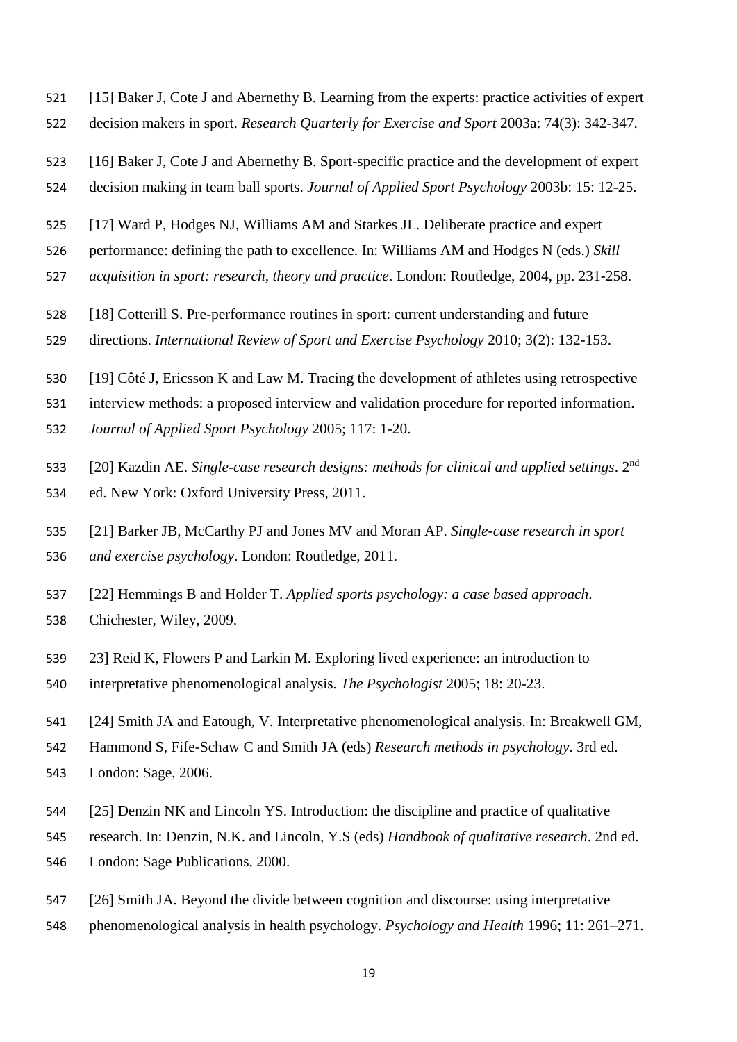[15] Baker J, Cote J and Abernethy B. Learning from the experts: practice activities of expert decision makers in sport. *Research Quarterly for Exercise and Sport* 2003a: 74(3): 342-347.

[16] Baker J, Cote J and Abernethy B. Sport-specific practice and the development of expert decision making in team ball sports. *Journal of Applied Sport Psychology* 2003b: 15: 12-25.

[17] Ward P, Hodges NJ, Williams AM and Starkes JL. Deliberate practice and expert performance: defining the path to excellence. In: Williams AM and Hodges N (eds.) *Skill acquisition in sport: research, theory and practice*. London: Routledge, 2004, pp. 231-258.

[18] Cotterill S. Pre-performance routines in sport: current understanding and future directions. *International Review of Sport and Exercise Psychology* 2010; 3(2): 132-153.

[19] Côté J, Ericsson K and Law M. Tracing the development of athletes using retrospective interview methods: a proposed interview and validation procedure for reported information. *Journal of Applied Sport Psychology* 2005; 117: 1-20.

[20] Kazdin AE. *Single-case research designs: methods for clinical and applied settings*. 2nd ed. New York: Oxford University Press, 2011.

[21] Barker JB, McCarthy PJ and Jones MV and Moran AP. *Single-case research in sport and exercise psychology*. London: Routledge, 2011.

[22] Hemmings B and Holder T. *Applied sports psychology: a case based approach*. Chichester, Wiley, 2009.

23] Reid K, Flowers P and Larkin M. Exploring lived experience: an introduction to interpretative phenomenological analysis. *The Psychologist* 2005; 18: 20-23.

[24] Smith JA and Eatough, V. Interpretative phenomenological analysis. In: Breakwell GM, Hammond S, Fife-Schaw C and Smith JA (eds) *Research methods in psychology*. 3rd ed. London: Sage, 2006.

[25] Denzin NK and Lincoln YS. Introduction: the discipline and practice of qualitative research. In: Denzin, N.K. and Lincoln, Y.S (eds) *Handbook of qualitative research*. 2nd ed. London: Sage Publications, 2000.

[26] Smith JA. Beyond the divide between cognition and discourse: using interpretative phenomenological analysis in health psychology. *Psychology and Health* 1996; 11: 261–271.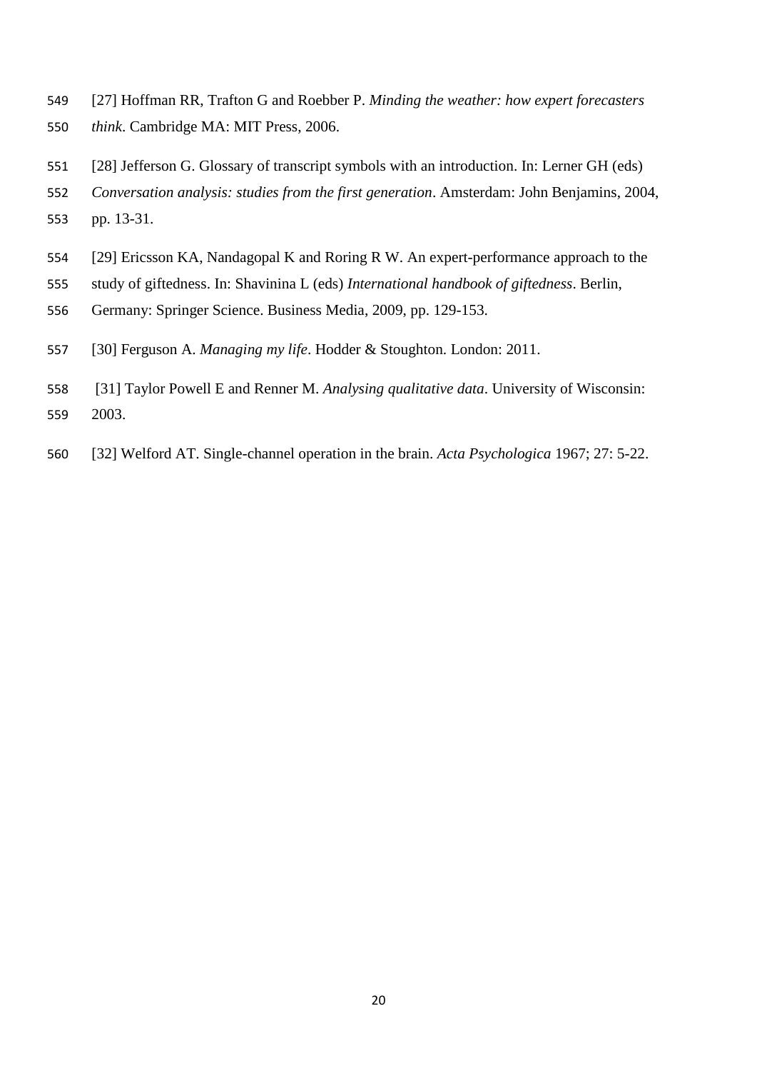[27] Hoffman RR, Trafton G and Roebber P. *Minding the weather: how expert forecasters think*. Cambridge MA: MIT Press, 2006.

[28] Jefferson G. Glossary of transcript symbols with an introduction. In: Lerner GH (eds) *Conversation analysis: studies from the first generation*. Amsterdam: John Benjamins, 2004, pp. 13-31.

[29] Ericsson KA, Nandagopal K and Roring R W. An expert-performance approach to the study of giftedness. In: Shavinina L (eds) *International handbook of giftedness*. Berlin, Germany: Springer Science. Business Media, 2009, pp. 129-153.

[30] Ferguson A. *Managing my life*. Hodder & Stoughton. London: 2011.

[31] Taylor Powell E and Renner M. *Analysing qualitative data*. University of Wisconsin: 2003.

[32] Welford AT. Single-channel operation in the brain. *Acta Psychologica* 1967; 27: 5-22.